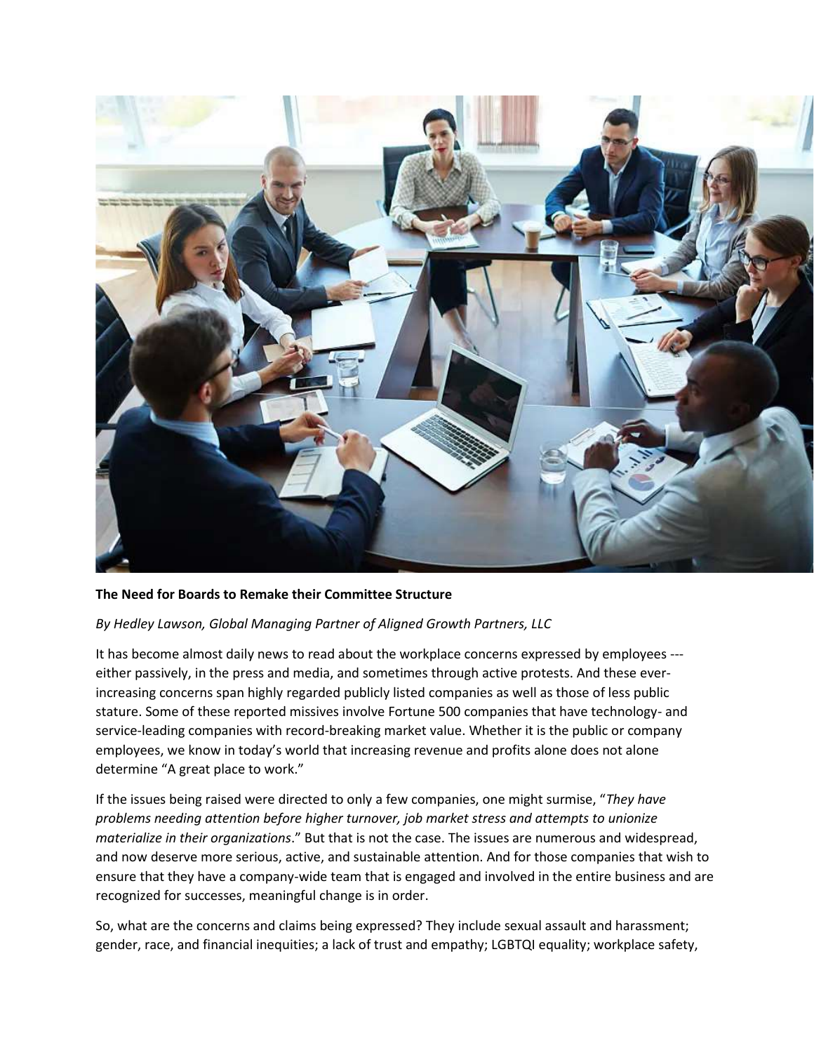**The Need for Boards to Remake their Committee Structure**

*By Hedley Lawson, Global Managing Partner of Aligned Growth Partners, LLC*

It has become almost daily news to read about the workplace concerns expressed by employees --- either passively, in the press and media, and sometimes through active protests. And these ever-increasing concerns span highly regarded publicly listed companies as well as those of less public stature. Some of these reported missives involve Fortune 500 companies that have technology- and service-leading companies with record-breaking market value. Whether it is the public or company employees, we know in today's world that increasing revenue and profits alone does not alone determine "A great place to work."

If the issues being raised were directed to only a few companies, one might surmise, "*They have problems needing attention before higher turnover, job market stress and attempts to unionize materialize in their organizations*." But that is not the case. The issues are numerous and widespread, and now deserve more serious, active, and sustainable attention. And for those companies that wish to ensure that they have a company-wide team that is engaged and involved in the entire business and are recognized for successes, meaningful change is in order.

So, what are the concerns and claims being expressed? They include sexual assault and harassment; gender, race, and financial inequities; a lack of trust and empathy; LGBTQI equality; workplace safety,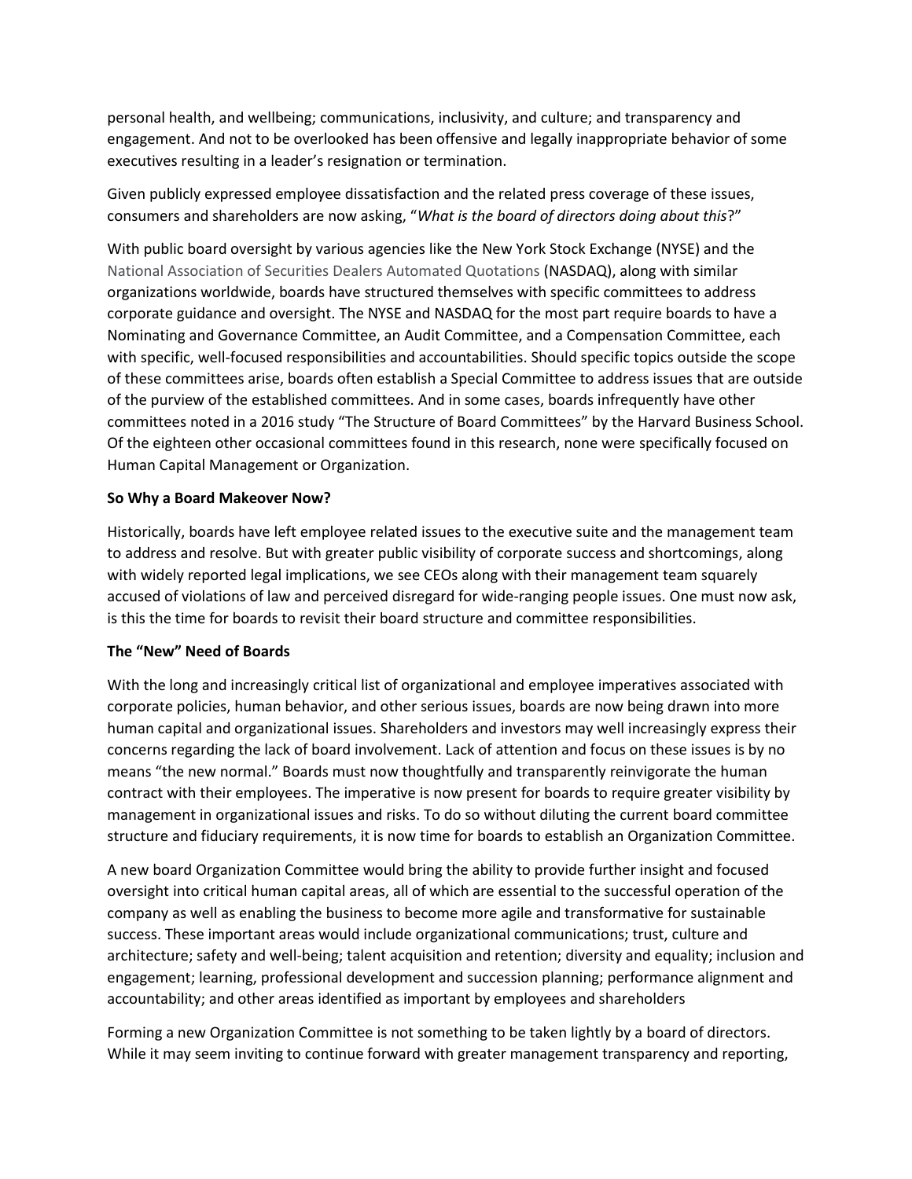personal health, and wellbeing; communications, inclusivity, and culture; and transparency and engagement. And not to be overlooked has been offensive and legally inappropriate behavior of some executives resulting in a leader's resignation or termination.

Given publicly expressed employee dissatisfaction and the related press coverage of these issues, consumers and shareholders are now asking, "*What is the board of directors doing about this*?"

With public board oversight by various agencies like the New York Stock Exchange (NYSE) and the National Association of Securities Dealers Automated Quotations (NASDAQ), along with similar organizations worldwide, boards have structured themselves with specific committees to address corporate guidance and oversight. The NYSE and NASDAQ for the most part require boards to have a Nominating and Governance Committee, an Audit Committee, and a Compensation Committee, each with specific, well-focused responsibilities and accountabilities. Should specific topics outside the scope of these committees arise, boards often establish a Special Committee to address issues that are outside of the purview of the established committees. And in some cases, boards infrequently have other committees noted in a 2016 study "The Structure of Board Committees" by the Harvard Business School. Of the eighteen other occasional committees found in this research, none were specifically focused on Human Capital Management or Organization.

**So Why a Board Makeover Now?**

Historically, boards have left employee related issues to the executive suite and the management team to address and resolve. But with greater public visibility of corporate success and shortcomings, along with widely reported legal implications, we see CEOs along with their management team squarely accused of violations of law and perceived disregard for wide-ranging people issues. One must now ask, is this the time for boards to revisit their board structure and committee responsibilities.

**The "New" Need of Boards**

With the long and increasingly critical list of organizational and employee imperatives associated with corporate policies, human behavior, and other serious issues, boards are now being drawn into more human capital and organizational issues. Shareholders and investors may well increasingly express their concerns regarding the lack of board involvement. Lack of attention and focus on these issues is by no means "the new normal." Boards must now thoughtfully and transparently reinvigorate the human contract with their employees. The imperative is now present for boards to require greater visibility by management in organizational issues and risks. To do so without diluting the current board committee structure and fiduciary requirements, it is now time for boards to establish an Organization Committee.

A new board Organization Committee would bring the ability to provide further insight and focused oversight into critical human capital areas, all of which are essential to the successful operation of the company as well as enabling the business to become more agile and transformative for sustainable success. These important areas would include organizational communications; trust, culture and architecture; safety and well-being; talent acquisition and retention; diversity and equality; inclusion and engagement; learning, professional development and succession planning; performance alignment and accountability; and other areas identified as important by employees and shareholders

Forming a new Organization Committee is not something to be taken lightly by a board of directors. While it may seem inviting to continue forward with greater management transparency and reporting,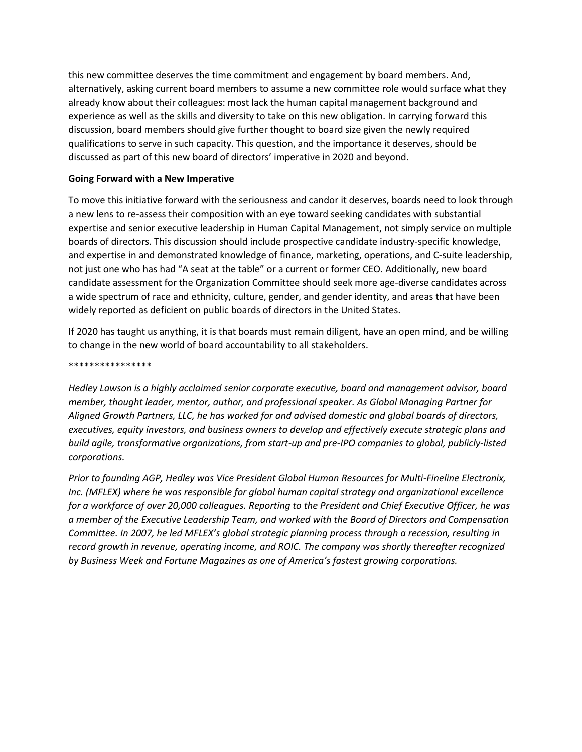this new committee deserves the time commitment and engagement by board members. And, alternatively, asking current board members to assume a new committee role would surface what they already know about their colleagues: most lack the human capital management background and experience as well as the skills and diversity to take on this new obligation. In carrying forward this discussion, board members should give further thought to board size given the newly required qualifications to serve in such capacity. This question, and the importance it deserves, should be discussed as part of this new board of directors' imperative in 2020 and beyond.

**Going Forward with a New Imperative**

To move this initiative forward with the seriousness and candor it deserves, boards need to look through a new lens to re-assess their composition with an eye toward seeking candidates with substantial expertise and senior executive leadership in Human Capital Management, not simply service on multiple boards of directors. This discussion should include prospective candidate industry-specific knowledge, and expertise in and demonstrated knowledge of finance, marketing, operations, and C-suite leadership, not just one who has had "A seat at the table" or a current or former CEO. Additionally, new board candidate assessment for the Organization Committee should seek more age-diverse candidates across a wide spectrum of race and ethnicity, culture, gender, and gender identity, and areas that have been widely reported as deficient on public boards of directors in the United States.

If 2020 has taught us anything, it is that boards must remain diligent, have an open mind, and be willing to change in the new world of board accountability to all stakeholders.

****************

*Hedley Lawson is a highly acclaimed senior corporate executive, board and management advisor, board member, thought leader, mentor, author, and professional speaker. As Global Managing Partner for Aligned Growth Partners, LLC, he has worked for and advised domestic and global boards of directors, executives, equity investors, and business owners to develop and effectively execute strategic plans and build agile, transformative organizations, from start-up and pre-IPO companies to global, publicly-listed corporations.*

*Prior to founding AGP, Hedley was Vice President Global Human Resources for Multi-Fineline Electronix, Inc. (MFLEX) where he was responsible for global human capital strategy and organizational excellence for a workforce of over 20,000 colleagues. Reporting to the President and Chief Executive Officer, he was a member of the Executive Leadership Team, and worked with the Board of Directors and Compensation Committee. In 2007, he led MFLEX's global strategic planning process through a recession, resulting in record growth in revenue, operating income, and ROIC. The company was shortly thereafter recognized by Business Week and Fortune Magazines as one of America's fastest growing corporations.*